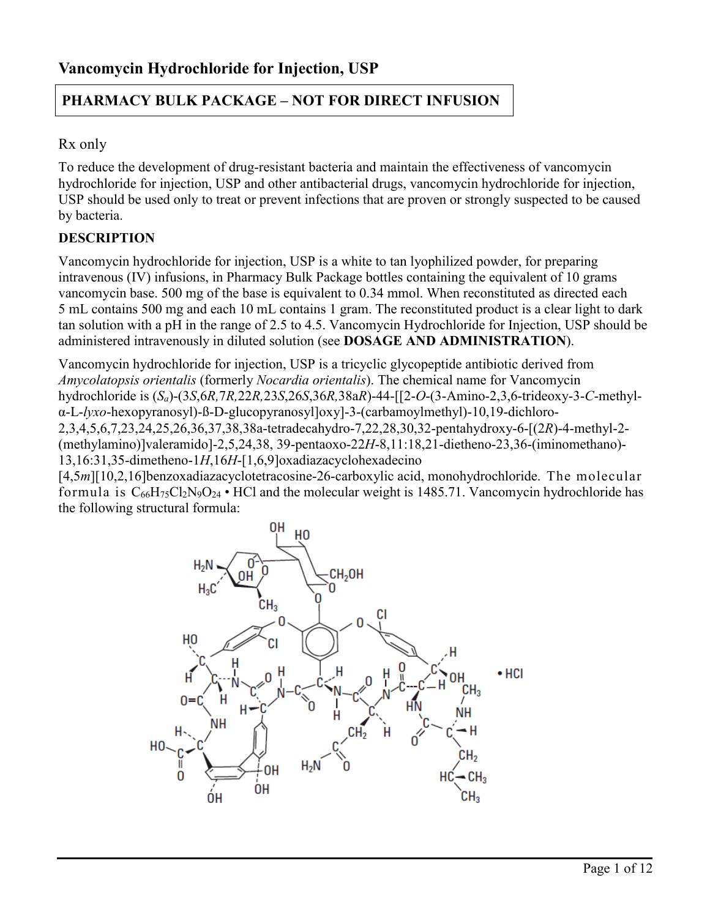# Vancomycin Hydrochloride for Injection, USP

**PHARMACY BULK PACKAGE – NOT FOR DIRECT INFUSION**

Rx only

To reduce the development of drug-resistant bacteria and maintain the effectiveness of vancomycin hydrochloride for injection, USP and other antibacterial drugs, vancomycin hydrochloride for injection, USP should be used only to treat or prevent infections that are proven or strongly suspected to be caused by bacteria.

## DESCRIPTION

Vancomycin hydrochloride for injection, USP is a white to tan lyophilized powder, for preparing intravenous (IV) infusions, in Pharmacy Bulk Package bottles containing the equivalent of 10 grams vancomycin base. 500 mg of the base is equivalent to 0.34 mmol. When reconstituted as directed each 5 mL contains 500 mg and each 10 mL contains 1 gram. The reconstituted product is a clear light to dark tan solution with a pH in the range of 2.5 to 4.5. Vancomycin Hydrochloride for Injection, USP should be administered intravenously in diluted solution (see **DOSAGE AND ADMINISTRATION**).

Vancomycin hydrochloride for injection, USP is a tricyclic glycopeptide antibiotic derived from *Amycolatopsis orientalis* (formerly *Nocardia orientalis*). The chemical name for Vancomycin hydrochloride is ($S_a$)-(3*S*,6*R*,7*R*,22*R*,23*S*,26*S*,36*R*,38a*R*)-44-[[2-*O*-(3-Amino-2,3,6-trideoxy-3-*C*-methyl-α-L-*lyxo*-hexopyranosyl)-ß-D-glucopyranosyl]oxy]-3-(carbamoylmethyl)-10,19-dichloro-2,3,4,5,6,7,23,24,25,26,36,37,38,38a-tetradecahydro-7,22,28,30,32-pentahydroxy-6-[(2*R*)-4-methyl-2-(methylamino)]valeramido]-2,5,24,38, 39-pentaoxo-22*H*-8,11:18,21-dietheno-23,36-(iminomethano)-13,16:31,35-dimetheno-1*H*,16*H*-[1,6,9]oxadiazacyclohexadecino [4,5*m*][10,2,16]benzoxadiazacyclotetracosine-26-carboxylic acid, monohydrochloride. The molecular formula is $C_{66}H_{75}Cl_2N_9O_{24}$ • HCl and the molecular weight is 1485.71. Vancomycin hydrochloride has the following structural formula: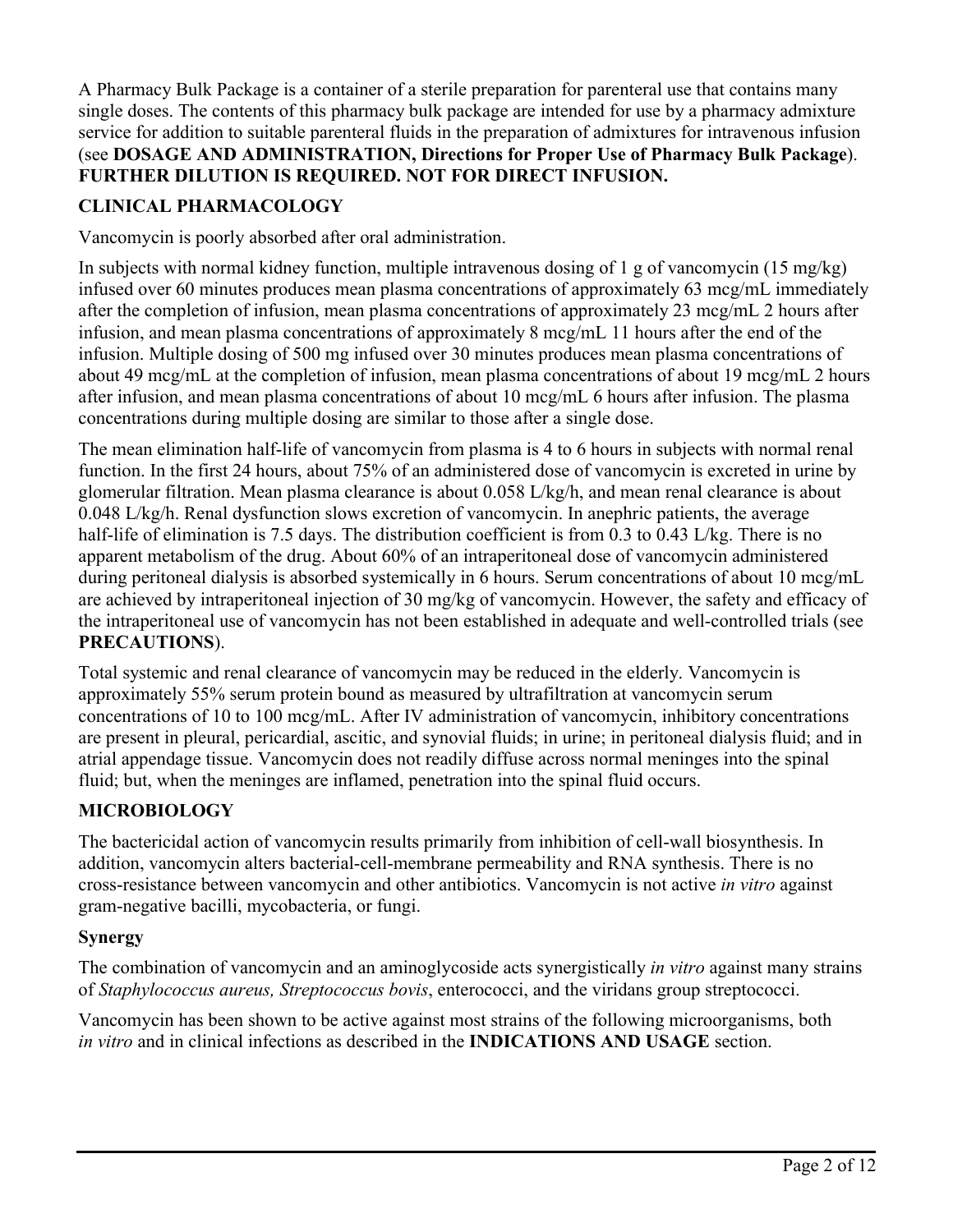A Pharmacy Bulk Package is a container of a sterile preparation for parenteral use that contains many single doses. The contents of this pharmacy bulk package are intended for use by a pharmacy admixture service for addition to suitable parenteral fluids in the preparation of admixtures for intravenous infusion (see **DOSAGE AND ADMINISTRATION, Directions for Proper Use of Pharmacy Bulk Package**). **FURTHER DILUTION IS REQUIRED. NOT FOR DIRECT INFUSION.**

## CLINICAL PHARMACOLOGY

Vancomycin is poorly absorbed after oral administration.

In subjects with normal kidney function, multiple intravenous dosing of 1 g of vancomycin (15 mg/kg) infused over 60 minutes produces mean plasma concentrations of approximately 63 mcg/mL immediately after the completion of infusion, mean plasma concentrations of approximately 23 mcg/mL 2 hours after infusion, and mean plasma concentrations of approximately 8 mcg/mL 11 hours after the end of the infusion. Multiple dosing of 500 mg infused over 30 minutes produces mean plasma concentrations of about 49 mcg/mL at the completion of infusion, mean plasma concentrations of about 19 mcg/mL 2 hours after infusion, and mean plasma concentrations of about 10 mcg/mL 6 hours after infusion. The plasma concentrations during multiple dosing are similar to those after a single dose.

The mean elimination half-life of vancomycin from plasma is 4 to 6 hours in subjects with normal renal function. In the first 24 hours, about 75% of an administered dose of vancomycin is excreted in urine by glomerular filtration. Mean plasma clearance is about 0.058 L/kg/h, and mean renal clearance is about 0.048 L/kg/h. Renal dysfunction slows excretion of vancomycin. In anephric patients, the average half-life of elimination is 7.5 days. The distribution coefficient is from 0.3 to 0.43 L/kg. There is no apparent metabolism of the drug. About 60% of an intraperitoneal dose of vancomycin administered during peritoneal dialysis is absorbed systemically in 6 hours. Serum concentrations of about 10 mcg/mL are achieved by intraperitoneal injection of 30 mg/kg of vancomycin. However, the safety and efficacy of the intraperitoneal use of vancomycin has not been established in adequate and well-controlled trials (see **PRECAUTIONS**).

Total systemic and renal clearance of vancomycin may be reduced in the elderly. Vancomycin is approximately 55% serum protein bound as measured by ultrafiltration at vancomycin serum concentrations of 10 to 100 mcg/mL. After IV administration of vancomycin, inhibitory concentrations are present in pleural, pericardial, ascitic, and synovial fluids; in urine; in peritoneal dialysis fluid; and in atrial appendage tissue. Vancomycin does not readily diffuse across normal meninges into the spinal fluid; but, when the meninges are inflamed, penetration into the spinal fluid occurs.

## MICROBIOLOGY

The bactericidal action of vancomycin results primarily from inhibition of cell-wall biosynthesis. In addition, vancomycin alters bacterial-cell-membrane permeability and RNA synthesis. There is no cross-resistance between vancomycin and other antibiotics. Vancomycin is not active *in vitro* against gram-negative bacilli, mycobacteria, or fungi.

### Synergy

The combination of vancomycin and an aminoglycoside acts synergistically *in vitro* against many strains of *Staphylococcus aureus, Streptococcus bovis*, enterococci, and the viridans group streptococci.

Vancomycin has been shown to be active against most strains of the following microorganisms, both *in vitro* and in clinical infections as described in the **INDICATIONS AND USAGE** section.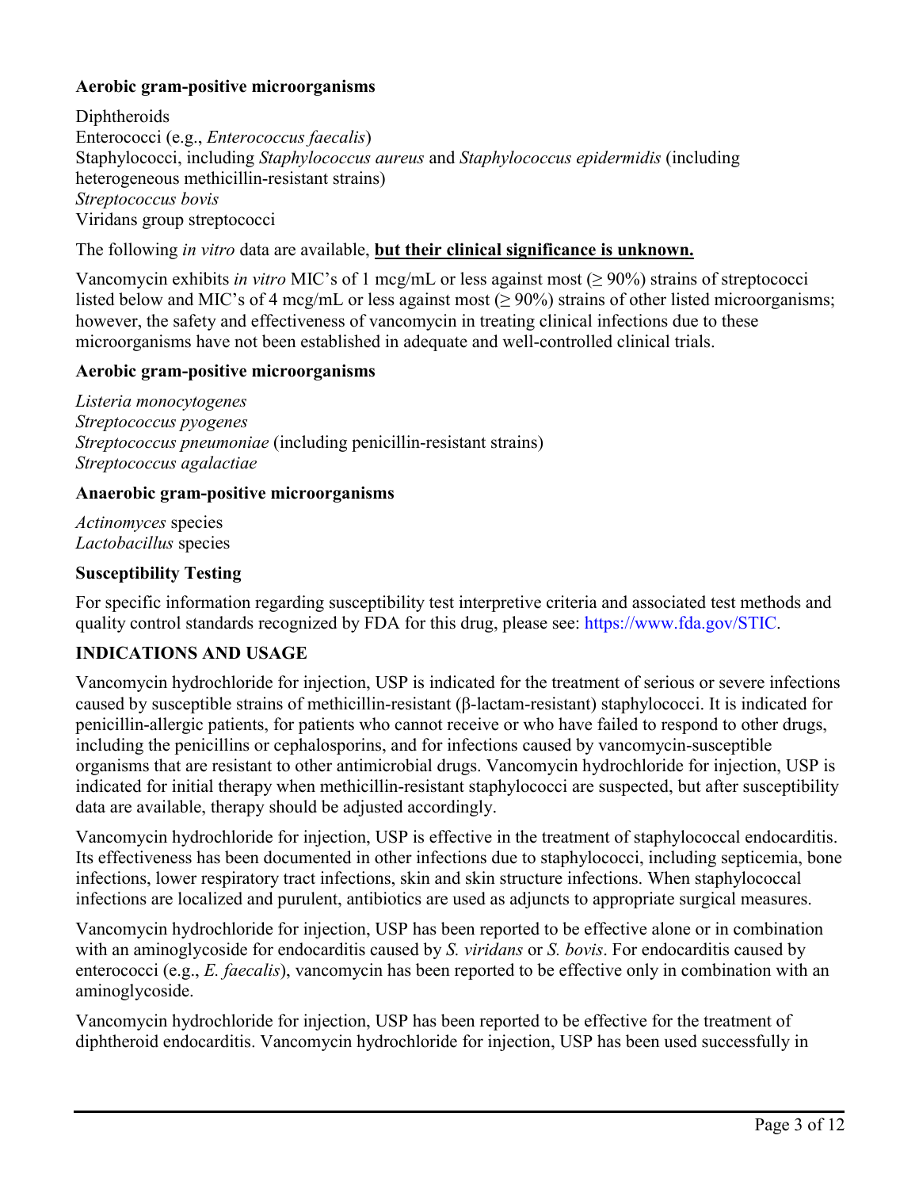**Aerobic gram-positive microorganisms**

Diphtheroids
Enterococci (e.g., *Enterococcus faecalis*)
Staphylococci, including *Staphylococcus aureus* and *Staphylococcus epidermidis* (including heterogeneous methicillin-resistant strains)
*Streptococcus bovis*
Viridans group streptococci

The following *in vitro* data are available, **but their clinical significance is unknown.**

Vancomycin exhibits *in vitro* MIC's of 1 mcg/mL or less against most (≥ 90%) strains of streptococci listed below and MIC's of 4 mcg/mL or less against most (≥ 90%) strains of other listed microorganisms; however, the safety and effectiveness of vancomycin in treating clinical infections due to these microorganisms have not been established in adequate and well-controlled clinical trials.

**Aerobic gram-positive microorganisms**

*Listeria monocytogenes*
*Streptococcus pyogenes*
*Streptococcus pneumoniae* (including penicillin-resistant strains)
*Streptococcus agalactiae*

**Anaerobic gram-positive microorganisms**

*Actinomyces* species
*Lactobacillus* species

**Susceptibility Testing**

For specific information regarding susceptibility test interpretive criteria and associated test methods and quality control standards recognized by FDA for this drug, please see: https://www.fda.gov/STIC.

## INDICATIONS AND USAGE

Vancomycin hydrochloride for injection, USP is indicated for the treatment of serious or severe infections caused by susceptible strains of methicillin-resistant (β-lactam-resistant) staphylococci. It is indicated for penicillin-allergic patients, for patients who cannot receive or who have failed to respond to other drugs, including the penicillins or cephalosporins, and for infections caused by vancomycin-susceptible organisms that are resistant to other antimicrobial drugs. Vancomycin hydrochloride for injection, USP is indicated for initial therapy when methicillin-resistant staphylococci are suspected, but after susceptibility data are available, therapy should be adjusted accordingly.

Vancomycin hydrochloride for injection, USP is effective in the treatment of staphylococcal endocarditis. Its effectiveness has been documented in other infections due to staphylococci, including septicemia, bone infections, lower respiratory tract infections, skin and skin structure infections. When staphylococcal infections are localized and purulent, antibiotics are used as adjuncts to appropriate surgical measures.

Vancomycin hydrochloride for injection, USP has been reported to be effective alone or in combination with an aminoglycoside for endocarditis caused by *S. viridans* or *S. bovis*. For endocarditis caused by enterococci (e.g., *E. faecalis*), vancomycin has been reported to be effective only in combination with an aminoglycoside.

Vancomycin hydrochloride for injection, USP has been reported to be effective for the treatment of diphtheroid endocarditis. Vancomycin hydrochloride for injection, USP has been used successfully in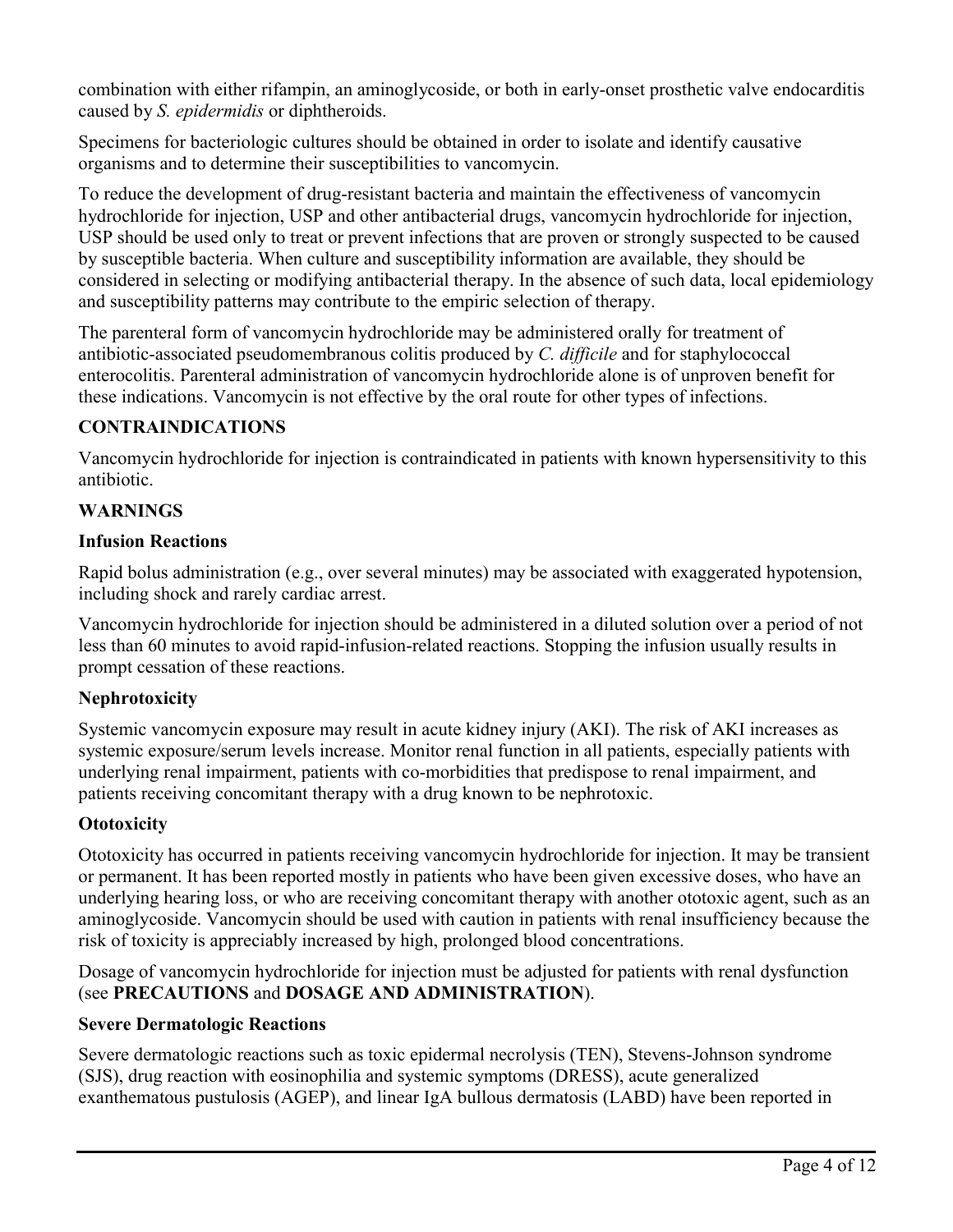combination with either rifampin, an aminoglycoside, or both in early-onset prosthetic valve endocarditis caused by *S. epidermidis* or diphtheroids.

Specimens for bacteriologic cultures should be obtained in order to isolate and identify causative organisms and to determine their susceptibilities to vancomycin.

To reduce the development of drug-resistant bacteria and maintain the effectiveness of vancomycin hydrochloride for injection, USP and other antibacterial drugs, vancomycin hydrochloride for injection, USP should be used only to treat or prevent infections that are proven or strongly suspected to be caused by susceptible bacteria. When culture and susceptibility information are available, they should be considered in selecting or modifying antibacterial therapy. In the absence of such data, local epidemiology and susceptibility patterns may contribute to the empiric selection of therapy.

The parenteral form of vancomycin hydrochloride may be administered orally for treatment of antibiotic-associated pseudomembranous colitis produced by *C. difficile* and for staphylococcal enterocolitis. Parenteral administration of vancomycin hydrochloride alone is of unproven benefit for these indications. Vancomycin is not effective by the oral route for other types of infections.

## CONTRAINDICATIONS

Vancomycin hydrochloride for injection is contraindicated in patients with known hypersensitivity to this antibiotic.

## WARNINGS

### Infusion Reactions

Rapid bolus administration (e.g., over several minutes) may be associated with exaggerated hypotension, including shock and rarely cardiac arrest.

Vancomycin hydrochloride for injection should be administered in a diluted solution over a period of not less than 60 minutes to avoid rapid-infusion-related reactions. Stopping the infusion usually results in prompt cessation of these reactions.

### Nephrotoxicity

Systemic vancomycin exposure may result in acute kidney injury (AKI). The risk of AKI increases as systemic exposure/serum levels increase. Monitor renal function in all patients, especially patients with underlying renal impairment, patients with co-morbidities that predispose to renal impairment, and patients receiving concomitant therapy with a drug known to be nephrotoxic.

### Ototoxicity

Ototoxicity has occurred in patients receiving vancomycin hydrochloride for injection. It may be transient or permanent. It has been reported mostly in patients who have been given excessive doses, who have an underlying hearing loss, or who are receiving concomitant therapy with another ototoxic agent, such as an aminoglycoside. Vancomycin should be used with caution in patients with renal insufficiency because the risk of toxicity is appreciably increased by high, prolonged blood concentrations.

Dosage of vancomycin hydrochloride for injection must be adjusted for patients with renal dysfunction (see **PRECAUTIONS** and **DOSAGE AND ADMINISTRATION**).

### Severe Dermatologic Reactions

Severe dermatologic reactions such as toxic epidermal necrolysis (TEN), Stevens-Johnson syndrome (SJS), drug reaction with eosinophilia and systemic symptoms (DRESS), acute generalized exanthematous pustulosis (AGEP), and linear IgA bullous dermatosis (LABD) have been reported in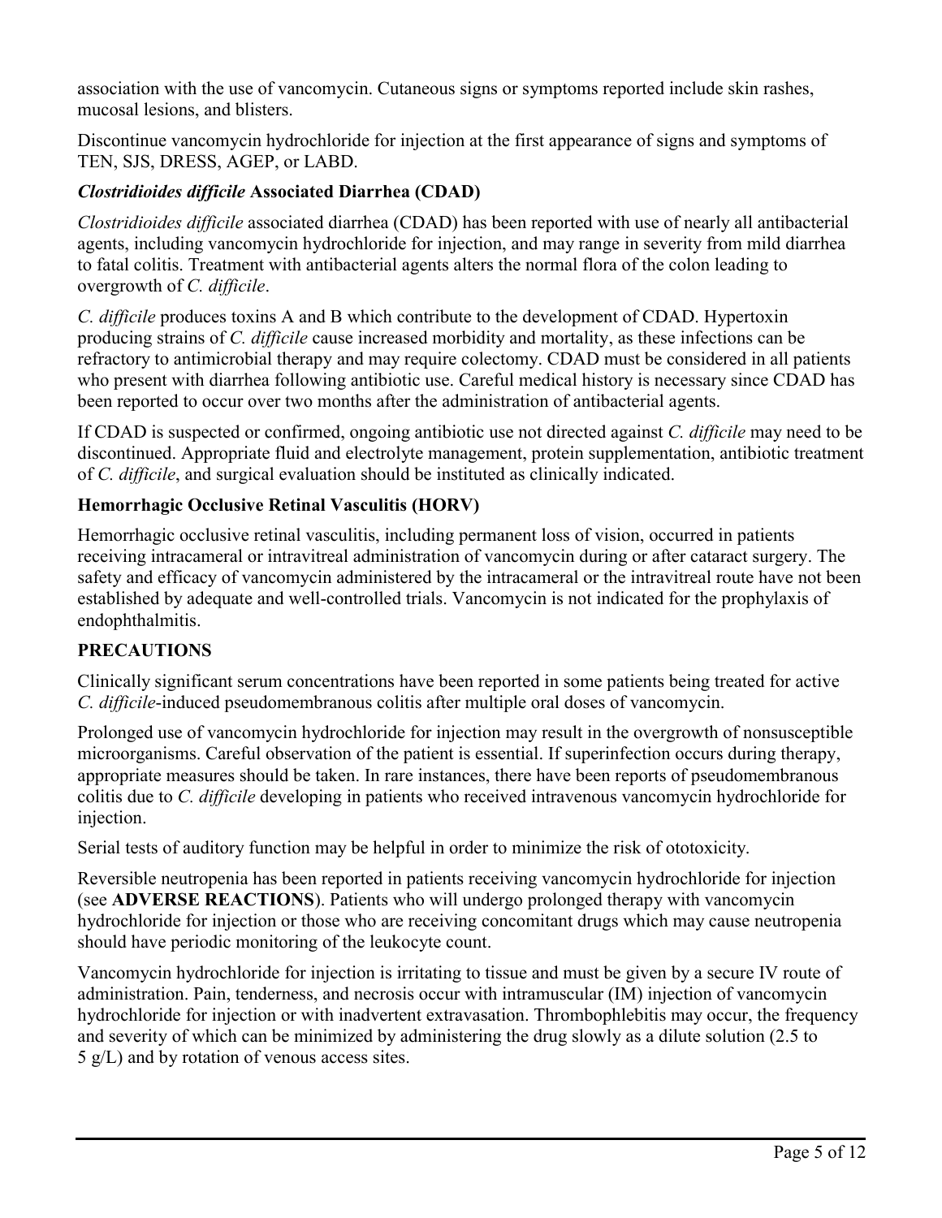association with the use of vancomycin. Cutaneous signs or symptoms reported include skin rashes, mucosal lesions, and blisters.

Discontinue vancomycin hydrochloride for injection at the first appearance of signs and symptoms of TEN, SJS, DRESS, AGEP, or LABD.

### *Clostridioides difficile* Associated Diarrhea (CDAD)

*Clostridioides difficile* associated diarrhea (CDAD) has been reported with use of nearly all antibacterial agents, including vancomycin hydrochloride for injection, and may range in severity from mild diarrhea to fatal colitis. Treatment with antibacterial agents alters the normal flora of the colon leading to overgrowth of *C. difficile*.

*C. difficile* produces toxins A and B which contribute to the development of CDAD. Hypertoxin producing strains of *C. difficile* cause increased morbidity and mortality, as these infections can be refractory to antimicrobial therapy and may require colectomy. CDAD must be considered in all patients who present with diarrhea following antibiotic use. Careful medical history is necessary since CDAD has been reported to occur over two months after the administration of antibacterial agents.

If CDAD is suspected or confirmed, ongoing antibiotic use not directed against *C. difficile* may need to be discontinued. Appropriate fluid and electrolyte management, protein supplementation, antibiotic treatment of *C. difficile*, and surgical evaluation should be instituted as clinically indicated.

### Hemorrhagic Occlusive Retinal Vasculitis (HORV)

Hemorrhagic occlusive retinal vasculitis, including permanent loss of vision, occurred in patients receiving intracameral or intravitreal administration of vancomycin during or after cataract surgery. The safety and efficacy of vancomycin administered by the intracameral or the intravitreal route have not been established by adequate and well-controlled trials. Vancomycin is not indicated for the prophylaxis of endophthalmitis.

## PRECAUTIONS

Clinically significant serum concentrations have been reported in some patients being treated for active *C. difficile*-induced pseudomembranous colitis after multiple oral doses of vancomycin.

Prolonged use of vancomycin hydrochloride for injection may result in the overgrowth of nonsusceptible microorganisms. Careful observation of the patient is essential. If superinfection occurs during therapy, appropriate measures should be taken. In rare instances, there have been reports of pseudomembranous colitis due to *C. difficile* developing in patients who received intravenous vancomycin hydrochloride for injection.

Serial tests of auditory function may be helpful in order to minimize the risk of ototoxicity.

Reversible neutropenia has been reported in patients receiving vancomycin hydrochloride for injection (see **ADVERSE REACTIONS**). Patients who will undergo prolonged therapy with vancomycin hydrochloride for injection or those who are receiving concomitant drugs which may cause neutropenia should have periodic monitoring of the leukocyte count.

Vancomycin hydrochloride for injection is irritating to tissue and must be given by a secure IV route of administration. Pain, tenderness, and necrosis occur with intramuscular (IM) injection of vancomycin hydrochloride for injection or with inadvertent extravasation. Thrombophlebitis may occur, the frequency and severity of which can be minimized by administering the drug slowly as a dilute solution (2.5 to 5 g/L) and by rotation of venous access sites.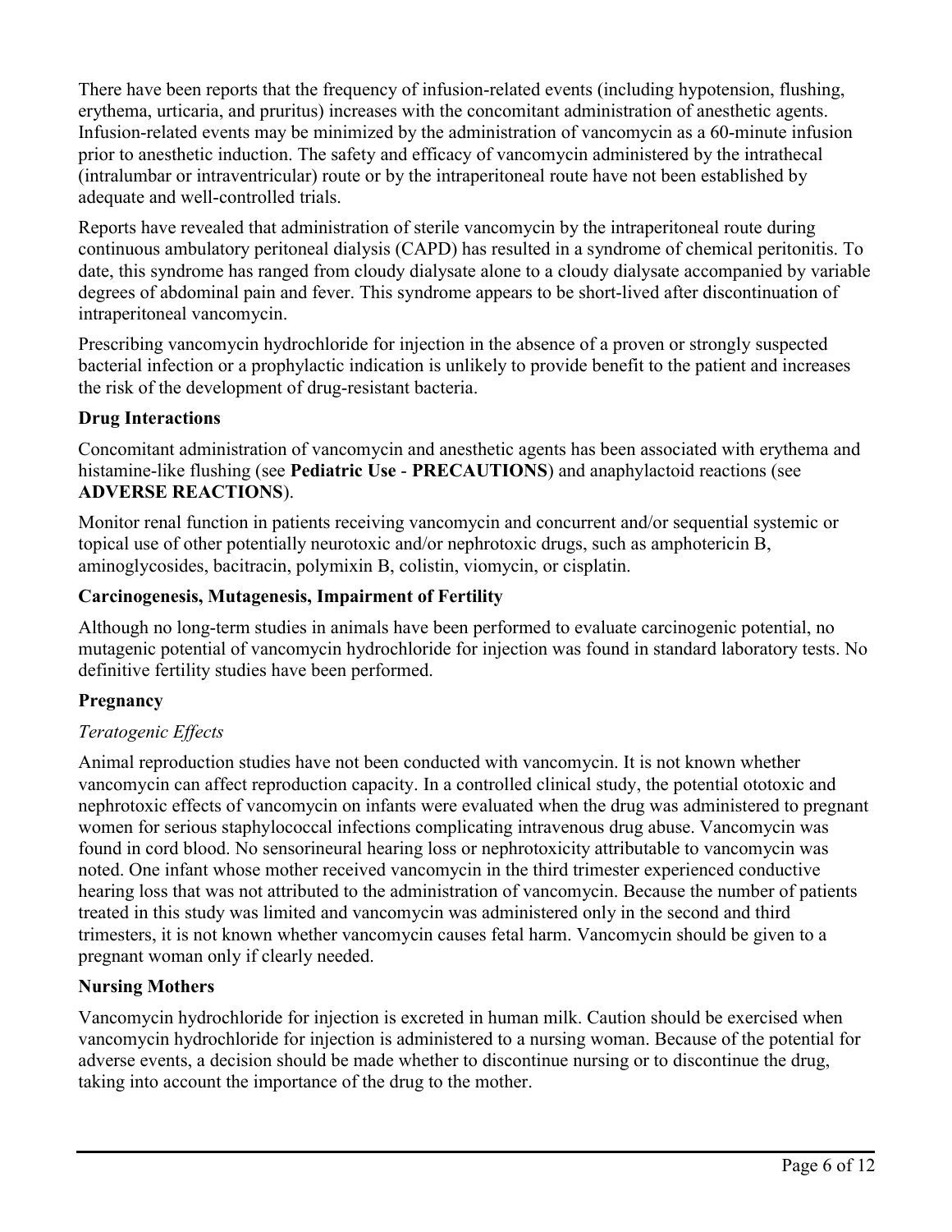There have been reports that the frequency of infusion-related events (including hypotension, flushing, erythema, urticaria, and pruritus) increases with the concomitant administration of anesthetic agents. Infusion-related events may be minimized by the administration of vancomycin as a 60-minute infusion prior to anesthetic induction. The safety and efficacy of vancomycin administered by the intrathecal (intralumbar or intraventricular) route or by the intraperitoneal route have not been established by adequate and well-controlled trials.

Reports have revealed that administration of sterile vancomycin by the intraperitoneal route during continuous ambulatory peritoneal dialysis (CAPD) has resulted in a syndrome of chemical peritonitis. To date, this syndrome has ranged from cloudy dialysate alone to a cloudy dialysate accompanied by variable degrees of abdominal pain and fever. This syndrome appears to be short-lived after discontinuation of intraperitoneal vancomycin.

Prescribing vancomycin hydrochloride for injection in the absence of a proven or strongly suspected bacterial infection or a prophylactic indication is unlikely to provide benefit to the patient and increases the risk of the development of drug-resistant bacteria.

**Drug Interactions**

Concomitant administration of vancomycin and anesthetic agents has been associated with erythema and histamine-like flushing (see **Pediatric Use** - **PRECAUTIONS**) and anaphylactoid reactions (see **ADVERSE REACTIONS**).

Monitor renal function in patients receiving vancomycin and concurrent and/or sequential systemic or topical use of other potentially neurotoxic and/or nephrotoxic drugs, such as amphotericin B, aminoglycosides, bacitracin, polymixin B, colistin, viomycin, or cisplatin.

**Carcinogenesis, Mutagenesis, Impairment of Fertility**

Although no long-term studies in animals have been performed to evaluate carcinogenic potential, no mutagenic potential of vancomycin hydrochloride for injection was found in standard laboratory tests. No definitive fertility studies have been performed.

**Pregnancy**

*Teratogenic Effects*

Animal reproduction studies have not been conducted with vancomycin. It is not known whether vancomycin can affect reproduction capacity. In a controlled clinical study, the potential ototoxic and nephrotoxic effects of vancomycin on infants were evaluated when the drug was administered to pregnant women for serious staphylococcal infections complicating intravenous drug abuse. Vancomycin was found in cord blood. No sensorineural hearing loss or nephrotoxicity attributable to vancomycin was noted. One infant whose mother received vancomycin in the third trimester experienced conductive hearing loss that was not attributed to the administration of vancomycin. Because the number of patients treated in this study was limited and vancomycin was administered only in the second and third trimesters, it is not known whether vancomycin causes fetal harm. Vancomycin should be given to a pregnant woman only if clearly needed.

**Nursing Mothers**

Vancomycin hydrochloride for injection is excreted in human milk. Caution should be exercised when vancomycin hydrochloride for injection is administered to a nursing woman. Because of the potential for adverse events, a decision should be made whether to discontinue nursing or to discontinue the drug, taking into account the importance of the drug to the mother.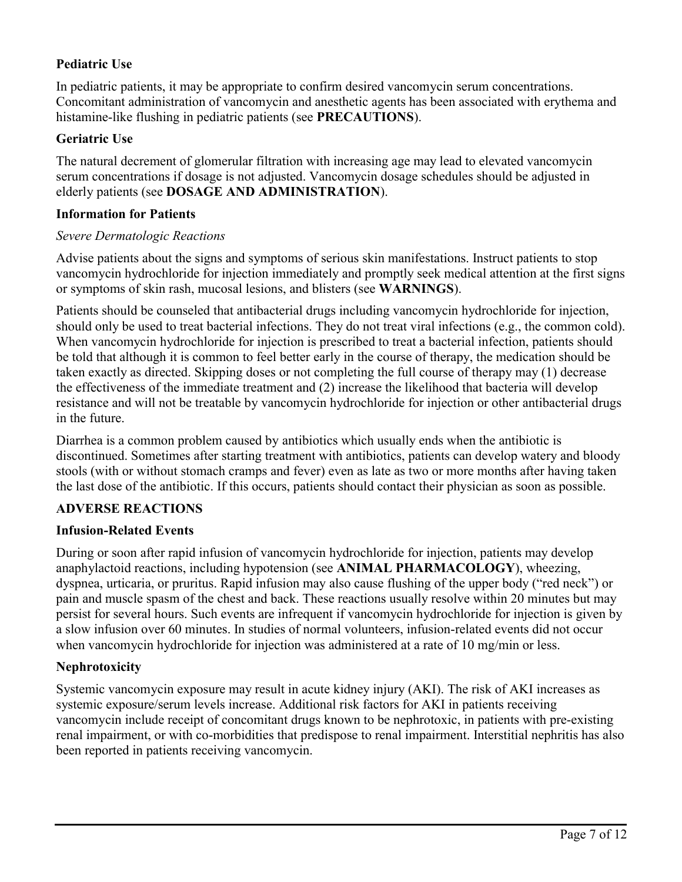### Pediatric Use

In pediatric patients, it may be appropriate to confirm desired vancomycin serum concentrations. Concomitant administration of vancomycin and anesthetic agents has been associated with erythema and histamine-like flushing in pediatric patients (see **PRECAUTIONS**).

### Geriatric Use

The natural decrement of glomerular filtration with increasing age may lead to elevated vancomycin serum concentrations if dosage is not adjusted. Vancomycin dosage schedules should be adjusted in elderly patients (see **DOSAGE AND ADMINISTRATION**).

### Information for Patients

*Severe Dermatologic Reactions*

Advise patients about the signs and symptoms of serious skin manifestations. Instruct patients to stop vancomycin hydrochloride for injection immediately and promptly seek medical attention at the first signs or symptoms of skin rash, mucosal lesions, and blisters (see **WARNINGS**).

Patients should be counseled that antibacterial drugs including vancomycin hydrochloride for injection, should only be used to treat bacterial infections. They do not treat viral infections (e.g., the common cold). When vancomycin hydrochloride for injection is prescribed to treat a bacterial infection, patients should be told that although it is common to feel better early in the course of therapy, the medication should be taken exactly as directed. Skipping doses or not completing the full course of therapy may (1) decrease the effectiveness of the immediate treatment and (2) increase the likelihood that bacteria will develop resistance and will not be treatable by vancomycin hydrochloride for injection or other antibacterial drugs in the future.

Diarrhea is a common problem caused by antibiotics which usually ends when the antibiotic is discontinued. Sometimes after starting treatment with antibiotics, patients can develop watery and bloody stools (with or without stomach cramps and fever) even as late as two or more months after having taken the last dose of the antibiotic. If this occurs, patients should contact their physician as soon as possible.

## ADVERSE REACTIONS

### Infusion-Related Events

During or soon after rapid infusion of vancomycin hydrochloride for injection, patients may develop anaphylactoid reactions, including hypotension (see **ANIMAL PHARMACOLOGY**), wheezing, dyspnea, urticaria, or pruritus. Rapid infusion may also cause flushing of the upper body ("red neck") or pain and muscle spasm of the chest and back. These reactions usually resolve within 20 minutes but may persist for several hours. Such events are infrequent if vancomycin hydrochloride for injection is given by a slow infusion over 60 minutes. In studies of normal volunteers, infusion-related events did not occur when vancomycin hydrochloride for injection was administered at a rate of 10 mg/min or less.

### Nephrotoxicity

Systemic vancomycin exposure may result in acute kidney injury (AKI). The risk of AKI increases as systemic exposure/serum levels increase. Additional risk factors for AKI in patients receiving vancomycin include receipt of concomitant drugs known to be nephrotoxic, in patients with pre-existing renal impairment, or with co-morbidities that predispose to renal impairment. Interstitial nephritis has also been reported in patients receiving vancomycin.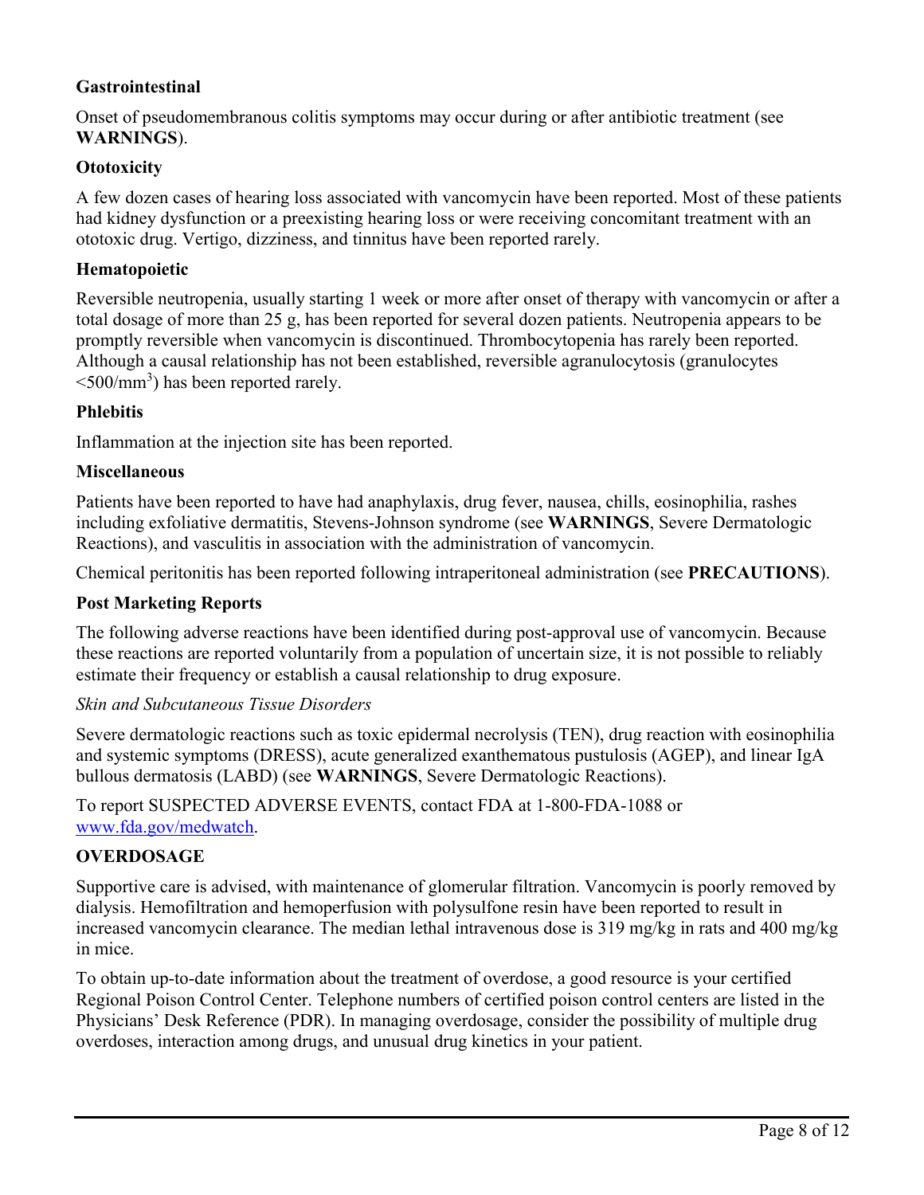### Gastrointestinal

Onset of pseudomembranous colitis symptoms may occur during or after antibiotic treatment (see **WARNINGS**).

### Ototoxicity

A few dozen cases of hearing loss associated with vancomycin have been reported. Most of these patients had kidney dysfunction or a preexisting hearing loss or were receiving concomitant treatment with an ototoxic drug. Vertigo, dizziness, and tinnitus have been reported rarely.

### Hematopoietic

Reversible neutropenia, usually starting 1 week or more after onset of therapy with vancomycin or after a total dosage of more than 25 g, has been reported for several dozen patients. Neutropenia appears to be promptly reversible when vancomycin is discontinued. Thrombocytopenia has rarely been reported. Although a causal relationship has not been established, reversible agranulocytosis (granulocytes $<500/mm^3$) has been reported rarely.

### Phlebitis

Inflammation at the injection site has been reported.

### Miscellaneous

Patients have been reported to have had anaphylaxis, drug fever, nausea, chills, eosinophilia, rashes including exfoliative dermatitis, Stevens-Johnson syndrome (see **WARNINGS**, Severe Dermatologic Reactions), and vasculitis in association with the administration of vancomycin.

Chemical peritonitis has been reported following intraperitoneal administration (see **PRECAUTIONS**).

### Post Marketing Reports

The following adverse reactions have been identified during post-approval use of vancomycin. Because these reactions are reported voluntarily from a population of uncertain size, it is not possible to reliably estimate their frequency or establish a causal relationship to drug exposure.

*Skin and Subcutaneous Tissue Disorders*

Severe dermatologic reactions such as toxic epidermal necrolysis (TEN), drug reaction with eosinophilia and systemic symptoms (DRESS), acute generalized exanthematous pustulosis (AGEP), and linear IgA bullous dermatosis (LABD) (see **WARNINGS**, Severe Dermatologic Reactions).

To report SUSPECTED ADVERSE EVENTS, contact FDA at 1-800-FDA-1088 or www.fda.gov/medwatch.

## OVERDOSAGE

Supportive care is advised, with maintenance of glomerular filtration. Vancomycin is poorly removed by dialysis. Hemofiltration and hemoperfusion with polysulfone resin have been reported to result in increased vancomycin clearance. The median lethal intravenous dose is 319 mg/kg in rats and 400 mg/kg in mice.

To obtain up-to-date information about the treatment of overdose, a good resource is your certified Regional Poison Control Center. Telephone numbers of certified poison control centers are listed in the Physicians' Desk Reference (PDR). In managing overdosage, consider the possibility of multiple drug overdoses, interaction among drugs, and unusual drug kinetics in your patient.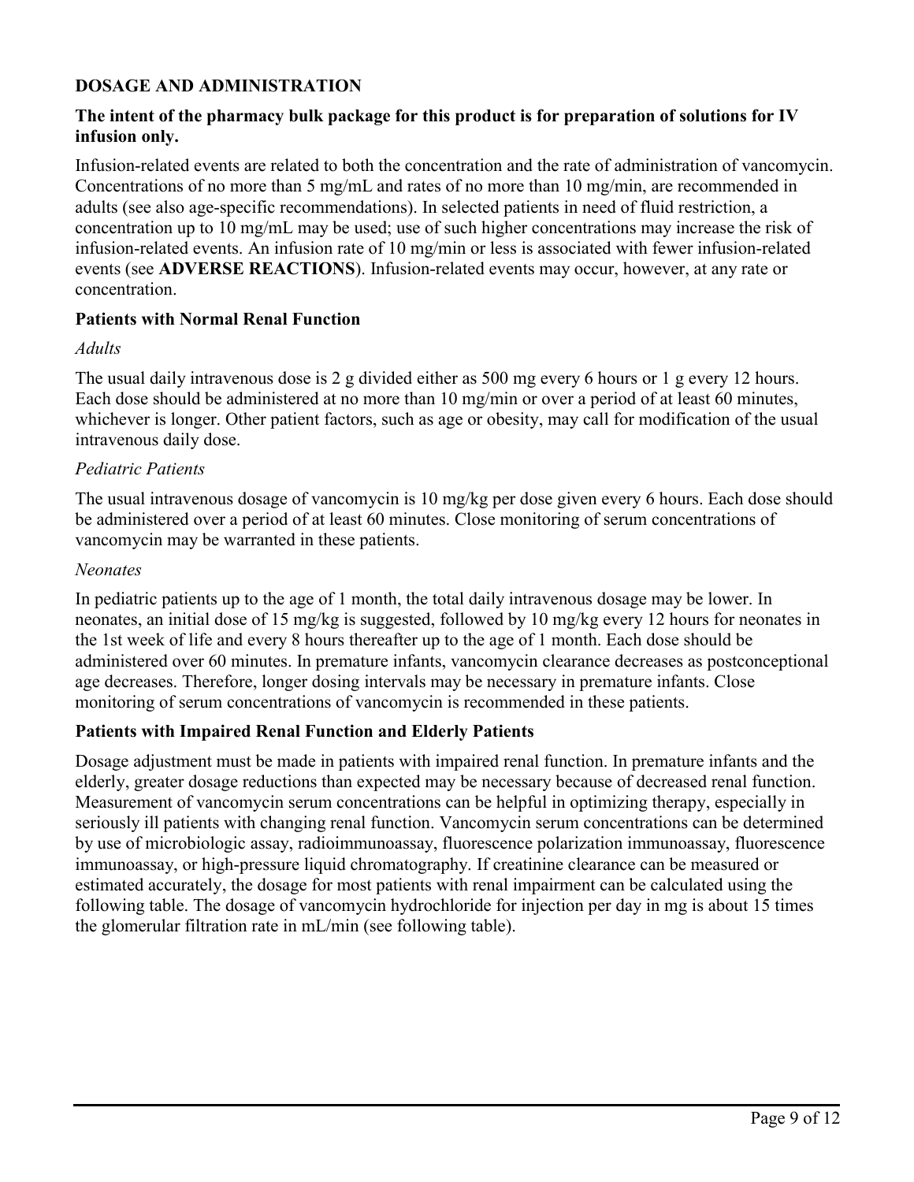## DOSAGE AND ADMINISTRATION

**The intent of the pharmacy bulk package for this product is for preparation of solutions for IV infusion only.**

Infusion-related events are related to both the concentration and the rate of administration of vancomycin. Concentrations of no more than 5 mg/mL and rates of no more than 10 mg/min, are recommended in adults (see also age-specific recommendations). In selected patients in need of fluid restriction, a concentration up to 10 mg/mL may be used; use of such higher concentrations may increase the risk of infusion-related events. An infusion rate of 10 mg/min or less is associated with fewer infusion-related events (see **ADVERSE REACTIONS**). Infusion-related events may occur, however, at any rate or concentration.

### Patients with Normal Renal Function

*Adults*

The usual daily intravenous dose is 2 g divided either as 500 mg every 6 hours or 1 g every 12 hours. Each dose should be administered at no more than 10 mg/min or over a period of at least 60 minutes, whichever is longer. Other patient factors, such as age or obesity, may call for modification of the usual intravenous daily dose.

*Pediatric Patients*

The usual intravenous dosage of vancomycin is 10 mg/kg per dose given every 6 hours. Each dose should be administered over a period of at least 60 minutes. Close monitoring of serum concentrations of vancomycin may be warranted in these patients.

*Neonates*

In pediatric patients up to the age of 1 month, the total daily intravenous dosage may be lower. In neonates, an initial dose of 15 mg/kg is suggested, followed by 10 mg/kg every 12 hours for neonates in the 1st week of life and every 8 hours thereafter up to the age of 1 month. Each dose should be administered over 60 minutes. In premature infants, vancomycin clearance decreases as postconceptional age decreases. Therefore, longer dosing intervals may be necessary in premature infants. Close monitoring of serum concentrations of vancomycin is recommended in these patients.

### Patients with Impaired Renal Function and Elderly Patients

Dosage adjustment must be made in patients with impaired renal function. In premature infants and the elderly, greater dosage reductions than expected may be necessary because of decreased renal function. Measurement of vancomycin serum concentrations can be helpful in optimizing therapy, especially in seriously ill patients with changing renal function. Vancomycin serum concentrations can be determined by use of microbiologic assay, radioimmunoassay, fluorescence polarization immunoassay, fluorescence immunoassay, or high-pressure liquid chromatography. If creatinine clearance can be measured or estimated accurately, the dosage for most patients with renal impairment can be calculated using the following table. The dosage of vancomycin hydrochloride for injection per day in mg is about 15 times the glomerular filtration rate in mL/min (see following table).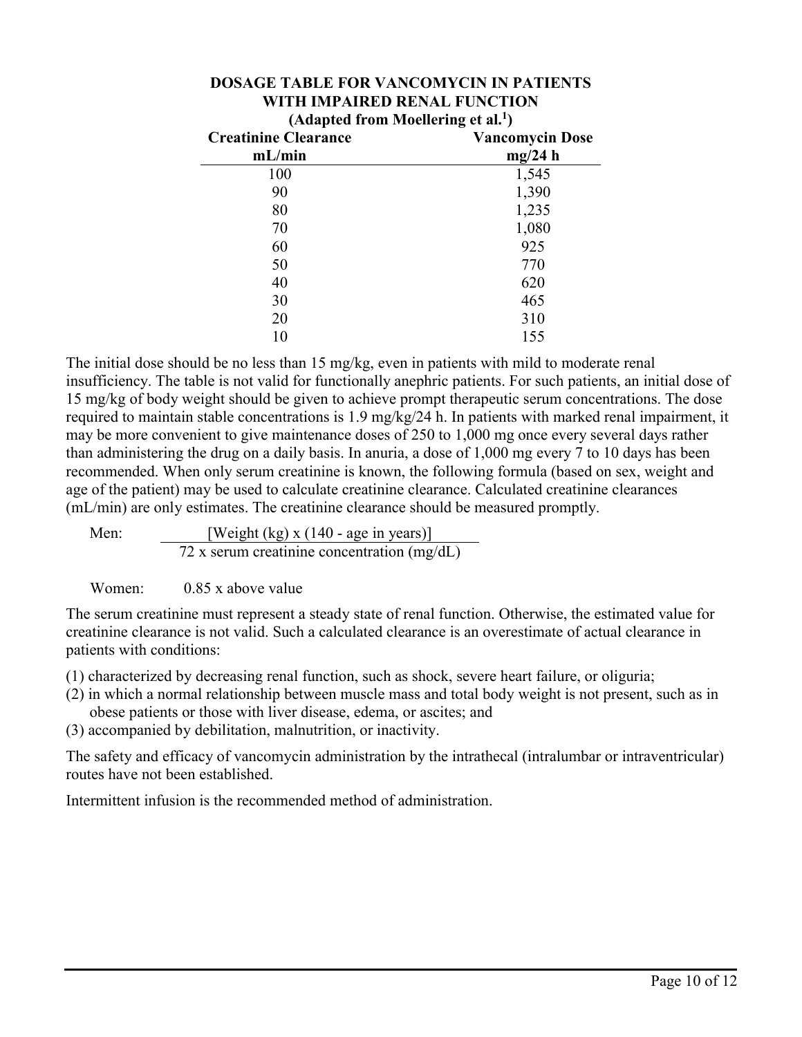**DOSAGE TABLE FOR VANCOMYCIN IN PATIENTS WITH IMPAIRED RENAL FUNCTION**
**(Adapted from Moellering et al.[1])**

| Creatinine Clearance mL/min | Vancomycin Dose mg/24 h |
| --- | --- |
| 100 | 1,545 |
| 90 | 1,390 |
| 80 | 1,235 |
| 70 | 1,080 |
| 60 | 925 |
| 50 | 770 |
| 40 | 620 |
| 30 | 465 |
| 20 | 310 |
| 10 | 155 |

The initial dose should be no less than 15 mg/kg, even in patients with mild to moderate renal insufficiency. The table is not valid for functionally anephric patients. For such patients, an initial dose of 15 mg/kg of body weight should be given to achieve prompt therapeutic serum concentrations. The dose required to maintain stable concentrations is 1.9 mg/kg/24 h. In patients with marked renal impairment, it may be more convenient to give maintenance doses of 250 to 1,000 mg once every several days rather than administering the drug on a daily basis. In anuria, a dose of 1,000 mg every 7 to 10 days has been recommended. When only serum creatinine is known, the following formula (based on sex, weight and age of the patient) may be used to calculate creatinine clearance. Calculated creatinine clearances (mL/min) are only estimates. The creatinine clearance should be measured promptly.

Men: $$\frac{[\text{Weight (kg)} \times (140 - \text{age in years})]}{72 \times \text{serum creatinine concentration (mg/dL)}}$$

Women: 0.85 x above value

The serum creatinine must represent a steady state of renal function. Otherwise, the estimated value for creatinine clearance is not valid. Such a calculated clearance is an overestimate of actual clearance in patients with conditions:

(1) characterized by decreasing renal function, such as shock, severe heart failure, or oliguria;
(2) in which a normal relationship between muscle mass and total body weight is not present, such as in obese patients or those with liver disease, edema, or ascites; and
(3) accompanied by debilitation, malnutrition, or inactivity.

The safety and efficacy of vancomycin administration by the intrathecal (intralumbar or intraventricular) routes have not been established.

Intermittent infusion is the recommended method of administration.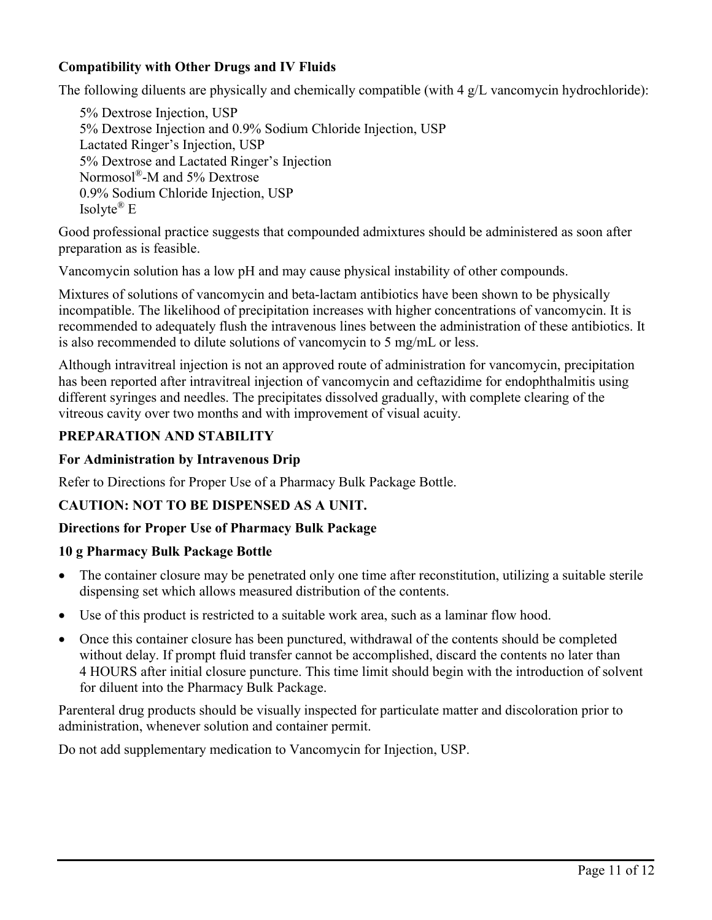**Compatibility with Other Drugs and IV Fluids**

The following diluents are physically and chemically compatible (with 4 g/L vancomycin hydrochloride):

5% Dextrose Injection, USP
5% Dextrose Injection and 0.9% Sodium Chloride Injection, USP
Lactated Ringer's Injection, USP
5% Dextrose and Lactated Ringer's Injection
Normosol®-M and 5% Dextrose
0.9% Sodium Chloride Injection, USP
Isolyte® E

Good professional practice suggests that compounded admixtures should be administered as soon after preparation as is feasible.

Vancomycin solution has a low pH and may cause physical instability of other compounds.

Mixtures of solutions of vancomycin and beta-lactam antibiotics have been shown to be physically incompatible. The likelihood of precipitation increases with higher concentrations of vancomycin. It is recommended to adequately flush the intravenous lines between the administration of these antibiotics. It is also recommended to dilute solutions of vancomycin to 5 mg/mL or less.

Although intravitreal injection is not an approved route of administration for vancomycin, precipitation has been reported after intravitreal injection of vancomycin and ceftazidime for endophthalmitis using different syringes and needles. The precipitates dissolved gradually, with complete clearing of the vitreous cavity over two months and with improvement of visual acuity.

## PREPARATION AND STABILITY

**For Administration by Intravenous Drip**

Refer to Directions for Proper Use of a Pharmacy Bulk Package Bottle.

**CAUTION: NOT TO BE DISPENSED AS A UNIT.**

**Directions for Proper Use of Pharmacy Bulk Package**

**10 g Pharmacy Bulk Package Bottle**

- The container closure may be penetrated only one time after reconstitution, utilizing a suitable sterile dispensing set which allows measured distribution of the contents.
- Use of this product is restricted to a suitable work area, such as a laminar flow hood.
- Once this container closure has been punctured, withdrawal of the contents should be completed without delay. If prompt fluid transfer cannot be accomplished, discard the contents no later than 4 HOURS after initial closure puncture. This time limit should begin with the introduction of solvent for diluent into the Pharmacy Bulk Package.

Parenteral drug products should be visually inspected for particulate matter and discoloration prior to administration, whenever solution and container permit.

Do not add supplementary medication to Vancomycin for Injection, USP.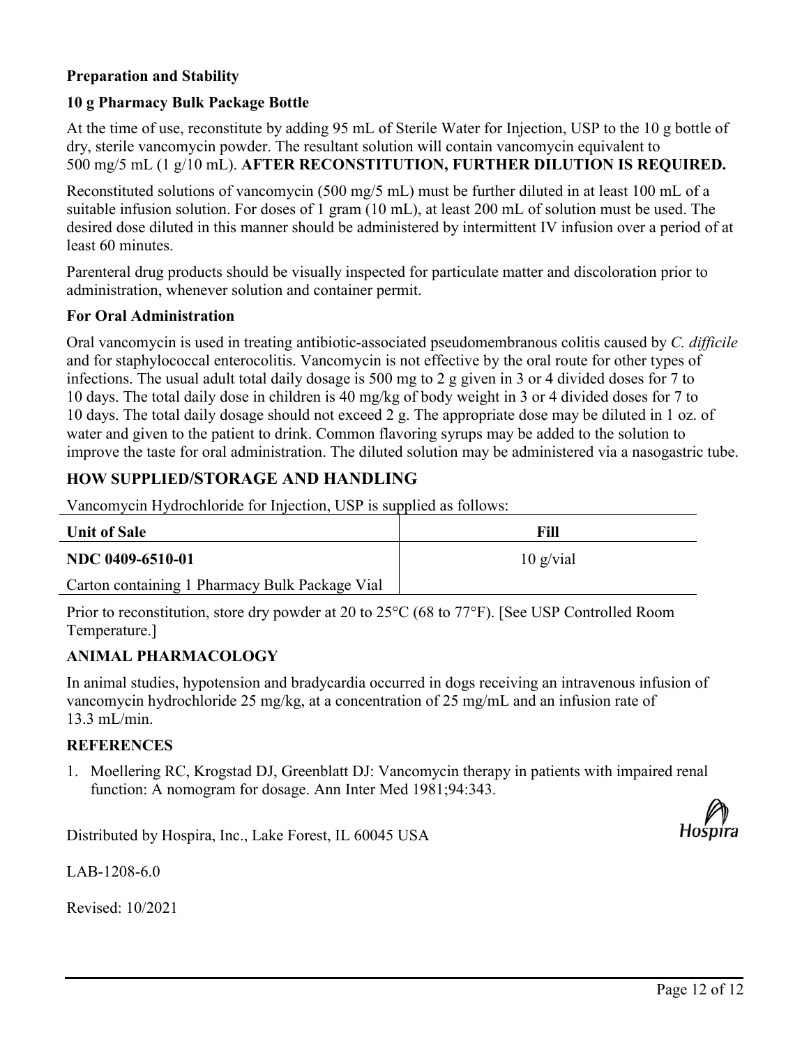### Preparation and Stability

#### 10 g Pharmacy Bulk Package Bottle

At the time of use, reconstitute by adding 95 mL of Sterile Water for Injection, USP to the 10 g bottle of dry, sterile vancomycin powder. The resultant solution will contain vancomycin equivalent to 500 mg/5 mL (1 g/10 mL). **AFTER RECONSTITUTION, FURTHER DILUTION IS REQUIRED.**

Reconstituted solutions of vancomycin (500 mg/5 mL) must be further diluted in at least 100 mL of a suitable infusion solution. For doses of 1 gram (10 mL), at least 200 mL of solution must be used. The desired dose diluted in this manner should be administered by intermittent IV infusion over a period of at least 60 minutes.

Parenteral drug products should be visually inspected for particulate matter and discoloration prior to administration, whenever solution and container permit.

#### For Oral Administration

Oral vancomycin is used in treating antibiotic-associated pseudomembranous colitis caused by *C. difficile* and for staphylococcal enterocolitis. Vancomycin is not effective by the oral route for other types of infections. The usual adult total daily dosage is 500 mg to 2 g given in 3 or 4 divided doses for 7 to 10 days. The total daily dose in children is 40 mg/kg of body weight in 3 or 4 divided doses for 7 to 10 days. The total daily dosage should not exceed 2 g. The appropriate dose may be diluted in 1 oz. of water and given to the patient to drink. Common flavoring syrups may be added to the solution to improve the taste for oral administration. The diluted solution may be administered via a nasogastric tube.

## HOW SUPPLIED/STORAGE AND HANDLING

Vancomycin Hydrochloride for Injection, USP is supplied as follows:

| Unit of Sale | Fill |
|---|---|
| **NDC 0409-6510-01** Carton containing 1 Pharmacy Bulk Package Vial | 10 g/vial |

Prior to reconstitution, store dry powder at 20 to 25°C (68 to 77°F). [See USP Controlled Room Temperature.]

## ANIMAL PHARMACOLOGY

In animal studies, hypotension and bradycardia occurred in dogs receiving an intravenous infusion of vancomycin hydrochloride 25 mg/kg, at a concentration of 25 mg/mL and an infusion rate of 13.3 mL/min.

## REFERENCES

1. Moellering RC, Krogstad DJ, Greenblatt DJ: Vancomycin therapy in patients with impaired renal function: A nomogram for dosage. Ann Inter Med 1981;94:343.

Distributed by Hospira, Inc., Lake Forest, IL 60045 USA

LAB-1208-6.0

Revised: 10/2021